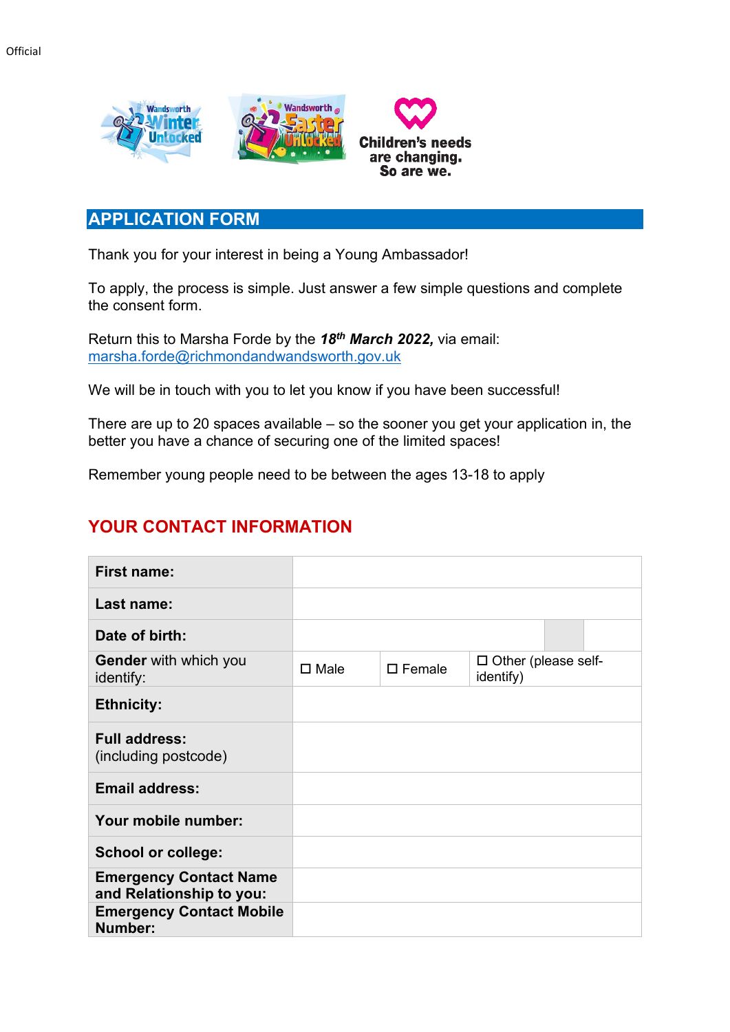Official

Children's needs are changing. So are we.

## APPLICATION FORM

Thank you for your interest in being a Young Ambassador!

To apply, the process is simple. Just answer a few simple questions and complete the consent form.

Return this to Marsha Forde by the ***18th March 2022,*** via email: marsha.forde@richmondandwandsworth.gov.uk

We will be in touch with you to let you know if you have been successful!

There are up to 20 spaces available – so the sooner you get your application in, the better you have a chance of securing one of the limited spaces!

Remember young people need to be between the ages 13-18 to apply

## YOUR CONTACT INFORMATION

| | | | |
|---|---|---|---|
| **First name:** | | | |
| **Last name:** | | | |
| **Date of birth:** | | | |
| **Gender** with which you identify: | ☐ Male | ☐ Female | ☐ Other (please self-identify) |
| **Ethnicity:** | | | |
| **Full address:** (including postcode) | | | |
| **Email address:** | | | |
| **Your mobile number:** | | | |
| **School or college:** | | | |
| **Emergency Contact Name and Relationship to you:** | | | |
| **Emergency Contact Mobile Number:** | | | |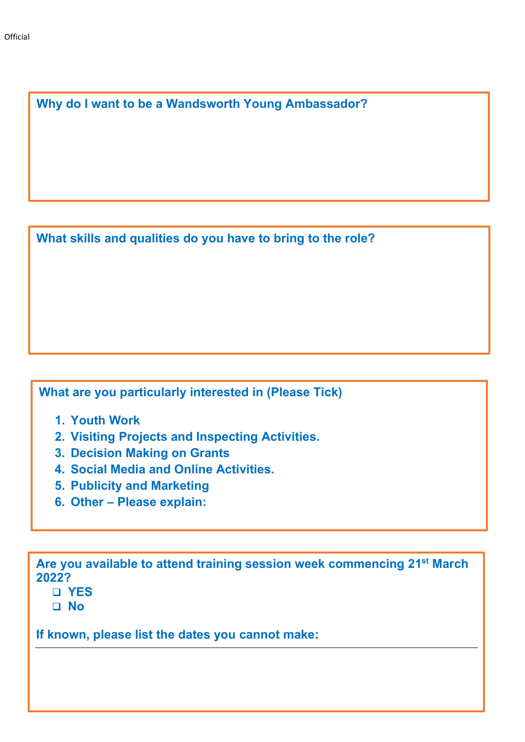**Why do I want to be a Wandsworth Young Ambassador?**

**What skills and qualities do you have to bring to the role?**

**What are you particularly interested in (Please Tick)**

1. **Youth Work**
2. **Visiting Projects and Inspecting Activities.**
3. **Decision Making on Grants**
4. **Social Media and Online Activities.**
5. **Publicity and Marketing**
6. **Other – Please explain:**

**Are you available to attend training session week commencing 21st March 2022?**

- ❑ **YES**
- ❑ **No**

**If known, please list the dates you cannot make:**

---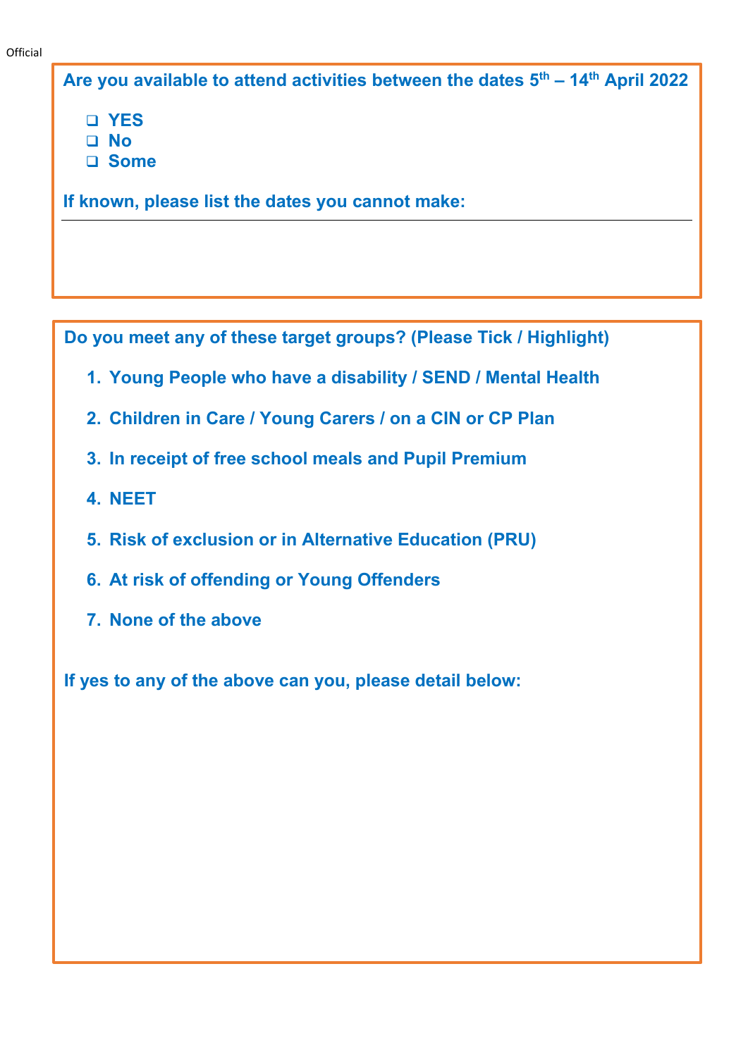**Are you available to attend activities between the dates 5th – 14th April 2022**

- ☐ **YES**
- ☐ **No**
- ☐ **Some**

**If known, please list the dates you cannot make:**

---

**Do you meet any of these target groups? (Please Tick / Highlight)**

1. **Young People who have a disability / SEND / Mental Health**
2. **Children in Care / Young Carers / on a CIN or CP Plan**
3. **In receipt of free school meals and Pupil Premium**
4. **NEET**
5. **Risk of exclusion or in Alternative Education (PRU)**
6. **At risk of offending or Young Offenders**
7. **None of the above**

**If yes to any of the above can you, please detail below:**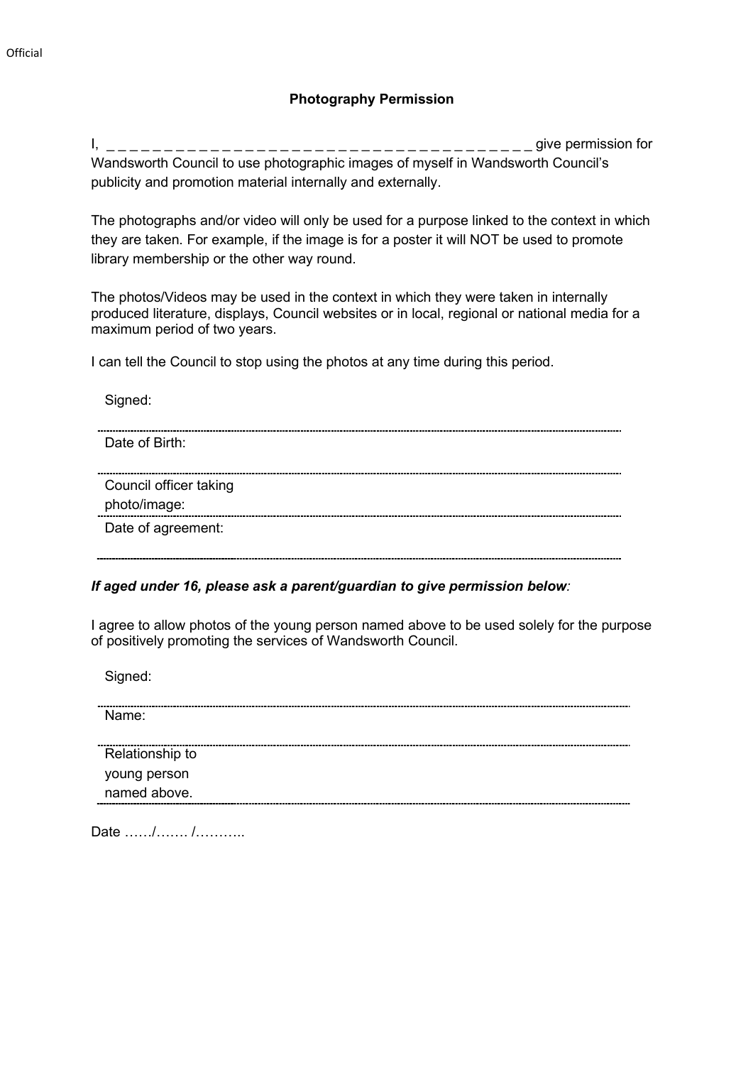## Photography Permission

I, _ _ _ _ _ _ _ _ _ _ _ _ _ _ _ _ _ _ _ _ _ _ _ _ _ _ _ _ _ _ _ _ _ _ _ _ _ _ give permission for Wandsworth Council to use photographic images of myself in Wandsworth Council's publicity and promotion material internally and externally.

The photographs and/or video will only be used for a purpose linked to the context in which they are taken. For example, if the image is for a poster it will NOT be used to promote library membership or the other way round.

The photos/Videos may be used in the context in which they were taken in internally produced literature, displays, Council websites or in local, regional or national media for a maximum period of two years.

I can tell the Council to stop using the photos at any time during this period.

Signed:

..............................................................................................................................

Date of Birth:

..............................................................................................................................

Council officer taking photo/image:

..............................................................................................................................

Date of agreement:

..............................................................................................................................

***If aged under 16, please ask a parent/guardian to give permission below:***

I agree to allow photos of the young person named above to be used solely for the purpose of positively promoting the services of Wandsworth Council.

Signed:

..............................................................................................................................

Name:

..............................................................................................................................

Relationship to young person named above.

..............................................................................................................................

Date ……/……. /………..